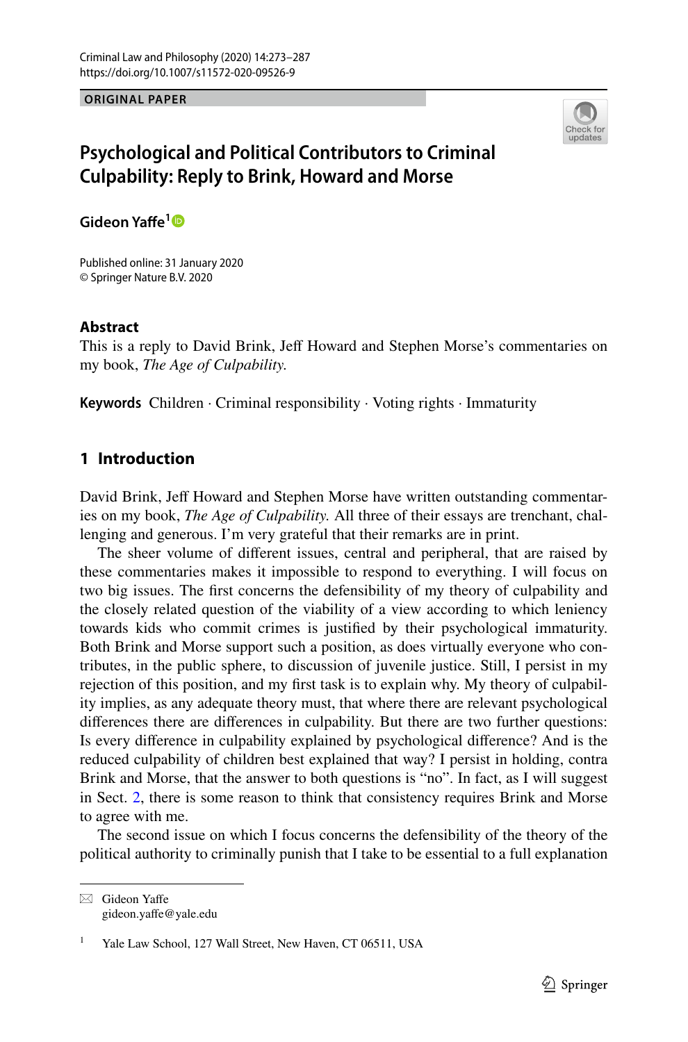ORIGINAL PAPER

# Psychological and Political Contributors to Criminal Culpability: Reply to Brink, Howard and Morse

**Gideon Yaffe**[1]

Published online: 31 January 2020
© Springer Nature B.V. 2020

## Abstract

This is a reply to David Brink, Jeff Howard and Stephen Morse's commentaries on my book, *The Age of Culpability.*

**Keywords** Children · Criminal responsibility · Voting rights · Immaturity

## 1 Introduction

David Brink, Jeff Howard and Stephen Morse have written outstanding commentaries on my book, *The Age of Culpability.* All three of their essays are trenchant, challenging and generous. I'm very grateful that their remarks are in print.

The sheer volume of different issues, central and peripheral, that are raised by these commentaries makes it impossible to respond to everything. I will focus on two big issues. The first concerns the defensibility of my theory of culpability and the closely related question of the viability of a view according to which leniency towards kids who commit crimes is justified by their psychological immaturity. Both Brink and Morse support such a position, as does virtually everyone who contributes, in the public sphere, to discussion of juvenile justice. Still, I persist in my rejection of this position, and my first task is to explain why. My theory of culpability implies, as any adequate theory must, that where there are relevant psychological differences there are differences in culpability. But there are two further questions: Is every difference in culpability explained by psychological difference? And is the reduced culpability of children best explained that way? I persist in holding, contra Brink and Morse, that the answer to both questions is "no". In fact, as I will suggest in Sect. 2, there is some reason to think that consistency requires Brink and Morse to agree with me.

The second issue on which I focus concerns the defensibility of the theory of the political authority to criminally punish that I take to be essential to a full explanation

---

✉ Gideon Yaffe
gideon.yaffe@yale.edu

[1] Yale Law School, 127 Wall Street, New Haven, CT 06511, USA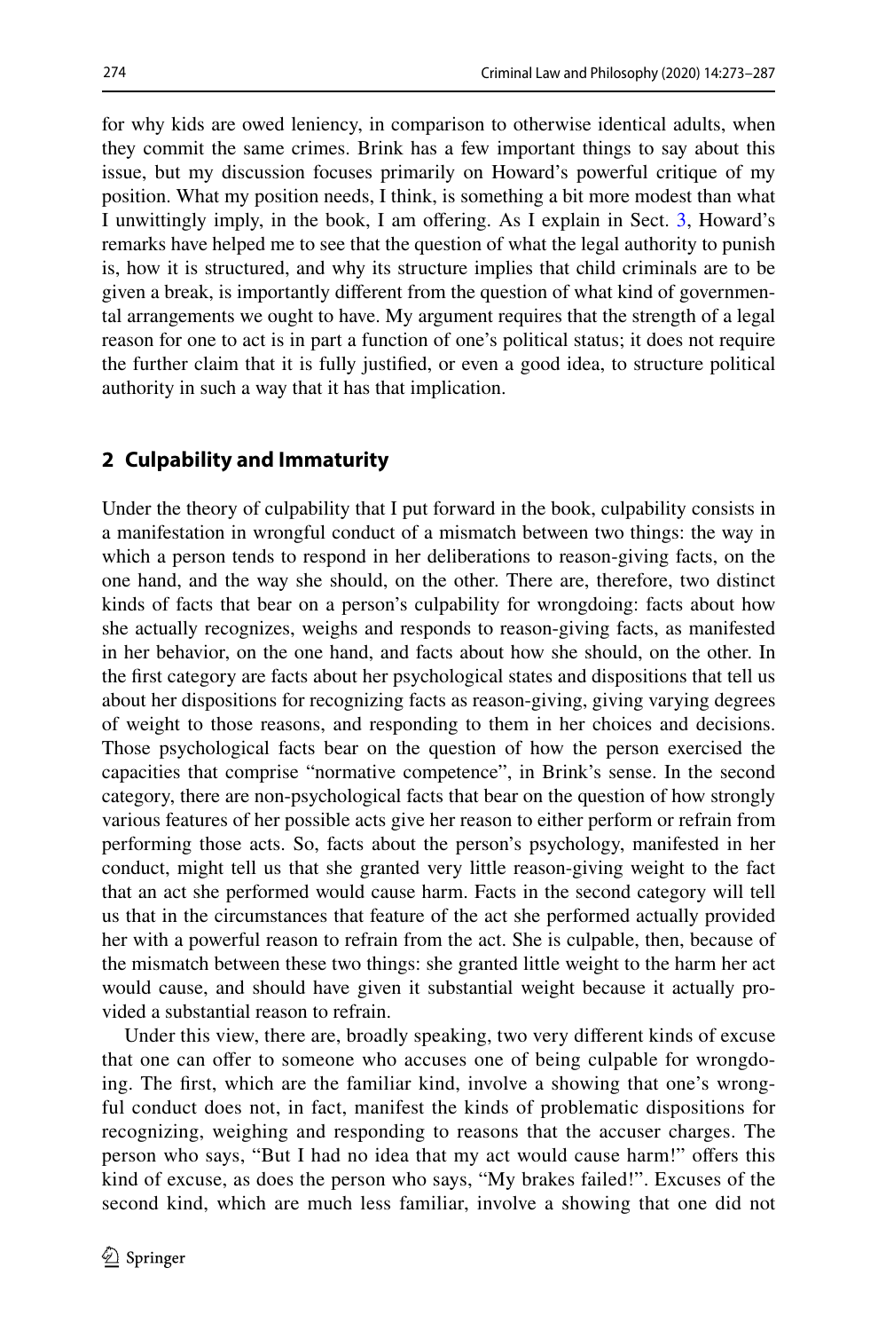for why kids are owed leniency, in comparison to otherwise identical adults, when they commit the same crimes. Brink has a few important things to say about this issue, but my discussion focuses primarily on Howard's powerful critique of my position. What my position needs, I think, is something a bit more modest than what I unwittingly imply, in the book, I am offering. As I explain in Sect. 3, Howard's remarks have helped me to see that the question of what the legal authority to punish is, how it is structured, and why its structure implies that child criminals are to be given a break, is importantly different from the question of what kind of governmental arrangements we ought to have. My argument requires that the strength of a legal reason for one to act is in part a function of one's political status; it does not require the further claim that it is fully justified, or even a good idea, to structure political authority in such a way that it has that implication.

## 2 Culpability and Immaturity

Under the theory of culpability that I put forward in the book, culpability consists in a manifestation in wrongful conduct of a mismatch between two things: the way in which a person tends to respond in her deliberations to reason-giving facts, on the one hand, and the way she should, on the other. There are, therefore, two distinct kinds of facts that bear on a person's culpability for wrongdoing: facts about how she actually recognizes, weighs and responds to reason-giving facts, as manifested in her behavior, on the one hand, and facts about how she should, on the other. In the first category are facts about her psychological states and dispositions that tell us about her dispositions for recognizing facts as reason-giving, giving varying degrees of weight to those reasons, and responding to them in her choices and decisions. Those psychological facts bear on the question of how the person exercised the capacities that comprise "normative competence", in Brink's sense. In the second category, there are non-psychological facts that bear on the question of how strongly various features of her possible acts give her reason to either perform or refrain from performing those acts. So, facts about the person's psychology, manifested in her conduct, might tell us that she granted very little reason-giving weight to the fact that an act she performed would cause harm. Facts in the second category will tell us that in the circumstances that feature of the act she performed actually provided her with a powerful reason to refrain from the act. She is culpable, then, because of the mismatch between these two things: she granted little weight to the harm her act would cause, and should have given it substantial weight because it actually provided a substantial reason to refrain.

Under this view, there are, broadly speaking, two very different kinds of excuse that one can offer to someone who accuses one of being culpable for wrongdoing. The first, which are the familiar kind, involve a showing that one's wrongful conduct does not, in fact, manifest the kinds of problematic dispositions for recognizing, weighing and responding to reasons that the accuser charges. The person who says, "But I had no idea that my act would cause harm!" offers this kind of excuse, as does the person who says, "My brakes failed!". Excuses of the second kind, which are much less familiar, involve a showing that one did not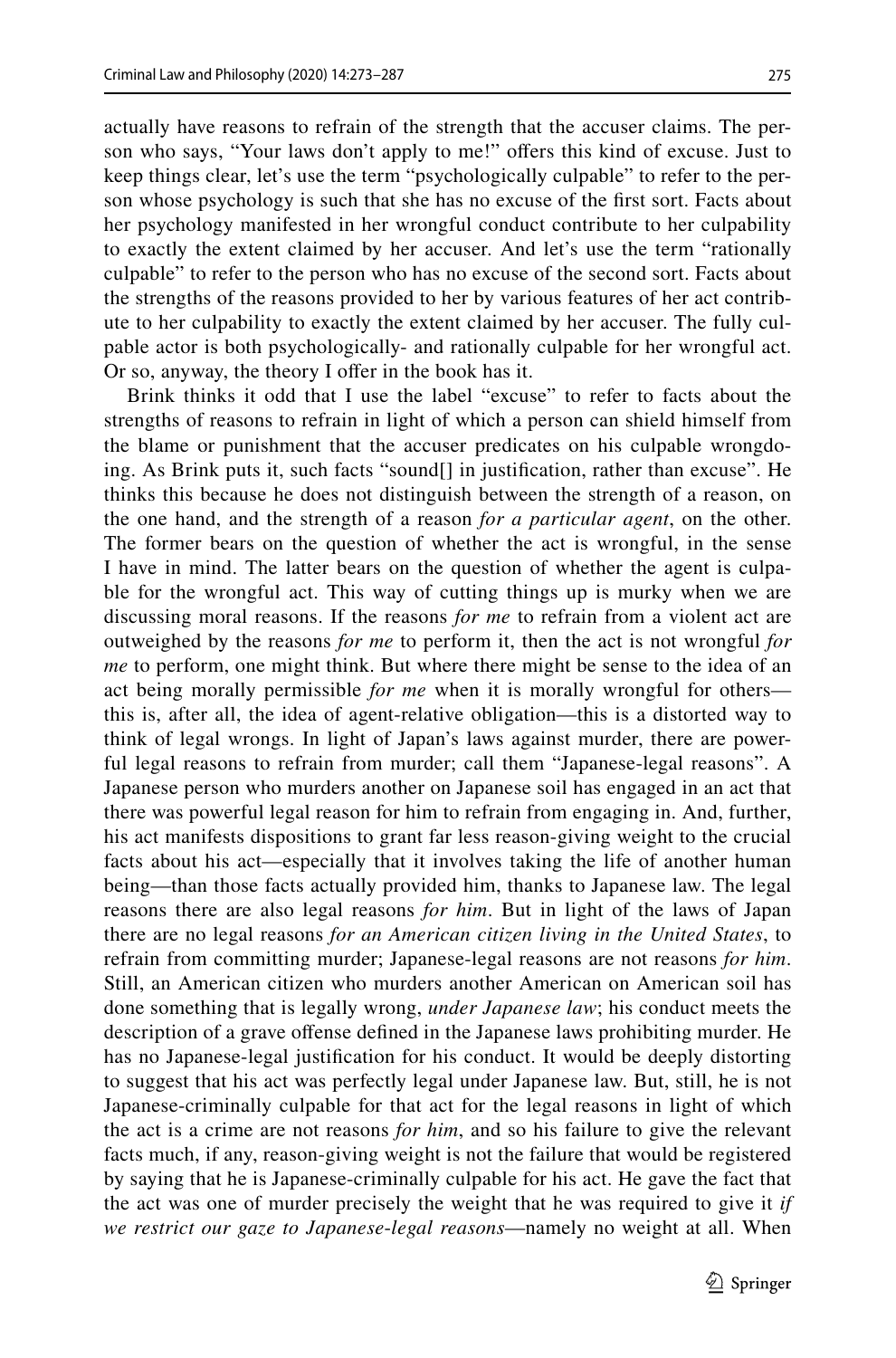actually have reasons to refrain of the strength that the accuser claims. The person who says, "Your laws don't apply to me!" offers this kind of excuse. Just to keep things clear, let's use the term "psychologically culpable" to refer to the person whose psychology is such that she has no excuse of the first sort. Facts about her psychology manifested in her wrongful conduct contribute to her culpability to exactly the extent claimed by her accuser. And let's use the term "rationally culpable" to refer to the person who has no excuse of the second sort. Facts about the strengths of the reasons provided to her by various features of her act contribute to her culpability to exactly the extent claimed by her accuser. The fully culpable actor is both psychologically- and rationally culpable for her wrongful act. Or so, anyway, the theory I offer in the book has it.

Brink thinks it odd that I use the label "excuse" to refer to facts about the strengths of reasons to refrain in light of which a person can shield himself from the blame or punishment that the accuser predicates on his culpable wrongdoing. As Brink puts it, such facts "sound[] in justification, rather than excuse". He thinks this because he does not distinguish between the strength of a reason, on the one hand, and the strength of a reason *for a particular agent*, on the other. The former bears on the question of whether the act is wrongful, in the sense I have in mind. The latter bears on the question of whether the agent is culpable for the wrongful act. This way of cutting things up is murky when we are discussing moral reasons. If the reasons *for me* to refrain from a violent act are outweighed by the reasons *for me* to perform it, then the act is not wrongful *for me* to perform, one might think. But where there might be sense to the idea of an act being morally permissible *for me* when it is morally wrongful for others—this is, after all, the idea of agent-relative obligation—this is a distorted way to think of legal wrongs. In light of Japan's laws against murder, there are powerful legal reasons to refrain from murder; call them "Japanese-legal reasons". A Japanese person who murders another on Japanese soil has engaged in an act that there was powerful legal reason for him to refrain from engaging in. And, further, his act manifests dispositions to grant far less reason-giving weight to the crucial facts about his act—especially that it involves taking the life of another human being—than those facts actually provided him, thanks to Japanese law. The legal reasons there are also legal reasons *for him*. But in light of the laws of Japan there are no legal reasons *for an American citizen living in the United States*, to refrain from committing murder; Japanese-legal reasons are not reasons *for him*. Still, an American citizen who murders another American on American soil has done something that is legally wrong, *under Japanese law*; his conduct meets the description of a grave offense defined in the Japanese laws prohibiting murder. He has no Japanese-legal justification for his conduct. It would be deeply distorting to suggest that his act was perfectly legal under Japanese law. But, still, he is not Japanese-criminally culpable for that act for the legal reasons in light of which the act is a crime are not reasons *for him*, and so his failure to give the relevant facts much, if any, reason-giving weight is not the failure that would be registered by saying that he is Japanese-criminally culpable for his act. He gave the fact that the act was one of murder precisely the weight that he was required to give it *if we restrict our gaze to Japanese-legal reasons*—namely no weight at all. When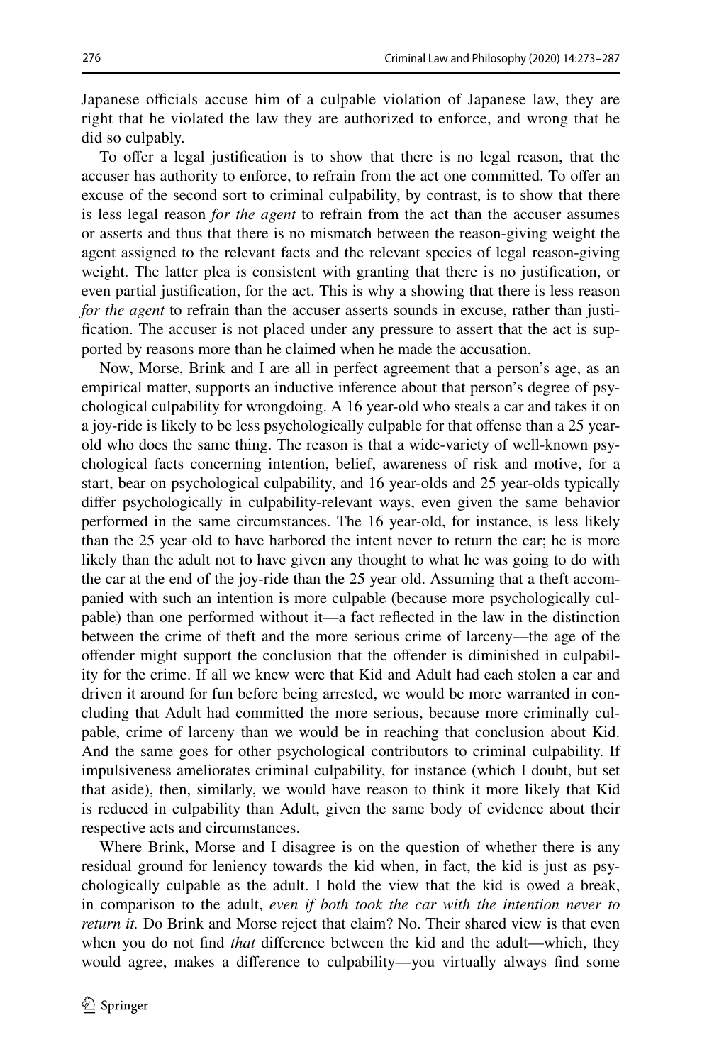Japanese officials accuse him of a culpable violation of Japanese law, they are right that he violated the law they are authorized to enforce, and wrong that he did so culpably.

To offer a legal justification is to show that there is no legal reason, that the accuser has authority to enforce, to refrain from the act one committed. To offer an excuse of the second sort to criminal culpability, by contrast, is to show that there is less legal reason *for the agent* to refrain from the act than the accuser assumes or asserts and thus that there is no mismatch between the reason-giving weight the agent assigned to the relevant facts and the relevant species of legal reason-giving weight. The latter plea is consistent with granting that there is no justification, or even partial justification, for the act. This is why a showing that there is less reason *for the agent* to refrain than the accuser asserts sounds in excuse, rather than justification. The accuser is not placed under any pressure to assert that the act is supported by reasons more than he claimed when he made the accusation.

Now, Morse, Brink and I are all in perfect agreement that a person's age, as an empirical matter, supports an inductive inference about that person's degree of psychological culpability for wrongdoing. A 16 year-old who steals a car and takes it on a joy-ride is likely to be less psychologically culpable for that offense than a 25 year-old who does the same thing. The reason is that a wide-variety of well-known psychological facts concerning intention, belief, awareness of risk and motive, for a start, bear on psychological culpability, and 16 year-olds and 25 year-olds typically differ psychologically in culpability-relevant ways, even given the same behavior performed in the same circumstances. The 16 year-old, for instance, is less likely than the 25 year old to have harbored the intent never to return the car; he is more likely than the adult not to have given any thought to what he was going to do with the car at the end of the joy-ride than the 25 year old. Assuming that a theft accompanied with such an intention is more culpable (because more psychologically culpable) than one performed without it—a fact reflected in the law in the distinction between the crime of theft and the more serious crime of larceny—the age of the offender might support the conclusion that the offender is diminished in culpability for the crime. If all we knew were that Kid and Adult had each stolen a car and driven it around for fun before being arrested, we would be more warranted in concluding that Adult had committed the more serious, because more criminally culpable, crime of larceny than we would be in reaching that conclusion about Kid. And the same goes for other psychological contributors to criminal culpability. If impulsiveness ameliorates criminal culpability, for instance (which I doubt, but set that aside), then, similarly, we would have reason to think it more likely that Kid is reduced in culpability than Adult, given the same body of evidence about their respective acts and circumstances.

Where Brink, Morse and I disagree is on the question of whether there is any residual ground for leniency towards the kid when, in fact, the kid is just as psychologically culpable as the adult. I hold the view that the kid is owed a break, in comparison to the adult, *even if both took the car with the intention never to return it.* Do Brink and Morse reject that claim? No. Their shared view is that even when you do not find *that* difference between the kid and the adult—which, they would agree, makes a difference to culpability—you virtually always find some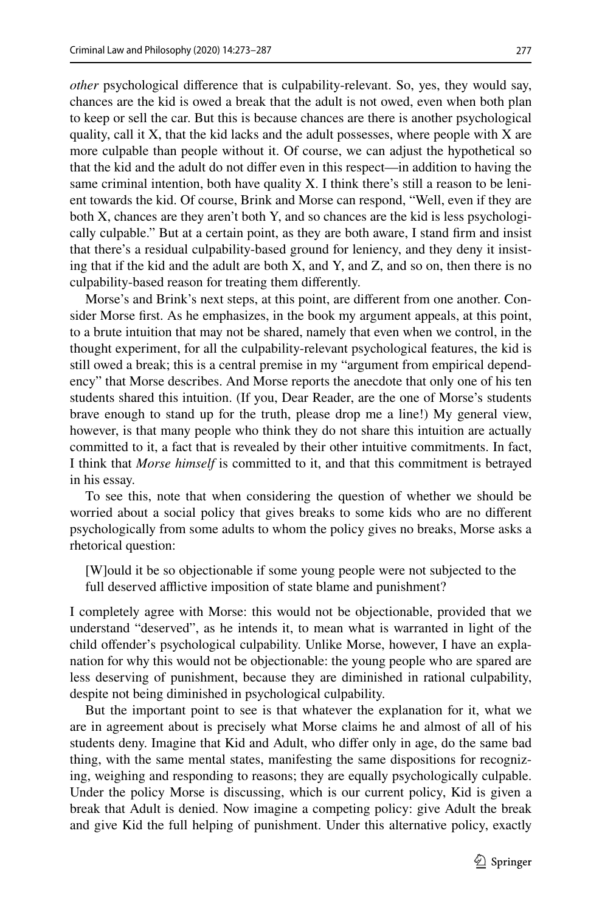*other* psychological difference that is culpability-relevant. So, yes, they would say, chances are the kid is owed a break that the adult is not owed, even when both plan to keep or sell the car. But this is because chances are there is another psychological quality, call it X, that the kid lacks and the adult possesses, where people with X are more culpable than people without it. Of course, we can adjust the hypothetical so that the kid and the adult do not differ even in this respect—in addition to having the same criminal intention, both have quality X. I think there's still a reason to be lenient towards the kid. Of course, Brink and Morse can respond, "Well, even if they are both X, chances are they aren't both Y, and so chances are the kid is less psychologically culpable." But at a certain point, as they are both aware, I stand firm and insist that there's a residual culpability-based ground for leniency, and they deny it insisting that if the kid and the adult are both X, and Y, and Z, and so on, then there is no culpability-based reason for treating them differently.

Morse's and Brink's next steps, at this point, are different from one another. Consider Morse first. As he emphasizes, in the book my argument appeals, at this point, to a brute intuition that may not be shared, namely that even when we control, in the thought experiment, for all the culpability-relevant psychological features, the kid is still owed a break; this is a central premise in my "argument from empirical dependency" that Morse describes. And Morse reports the anecdote that only one of his ten students shared this intuition. (If you, Dear Reader, are the one of Morse's students brave enough to stand up for the truth, please drop me a line!) My general view, however, is that many people who think they do not share this intuition are actually committed to it, a fact that is revealed by their other intuitive commitments. In fact, I think that *Morse himself* is committed to it, and that this commitment is betrayed in his essay.

To see this, note that when considering the question of whether we should be worried about a social policy that gives breaks to some kids who are no different psychologically from some adults to whom the policy gives no breaks, Morse asks a rhetorical question:

> [W]ould it be so objectionable if some young people were not subjected to the full deserved afflictive imposition of state blame and punishment?

I completely agree with Morse: this would not be objectionable, provided that we understand "deserved", as he intends it, to mean what is warranted in light of the child offender's psychological culpability. Unlike Morse, however, I have an explanation for why this would not be objectionable: the young people who are spared are less deserving of punishment, because they are diminished in rational culpability, despite not being diminished in psychological culpability.

But the important point to see is that whatever the explanation for it, what we are in agreement about is precisely what Morse claims he and almost of all of his students deny. Imagine that Kid and Adult, who differ only in age, do the same bad thing, with the same mental states, manifesting the same dispositions for recognizing, weighing and responding to reasons; they are equally psychologically culpable. Under the policy Morse is discussing, which is our current policy, Kid is given a break that Adult is denied. Now imagine a competing policy: give Adult the break and give Kid the full helping of punishment. Under this alternative policy, exactly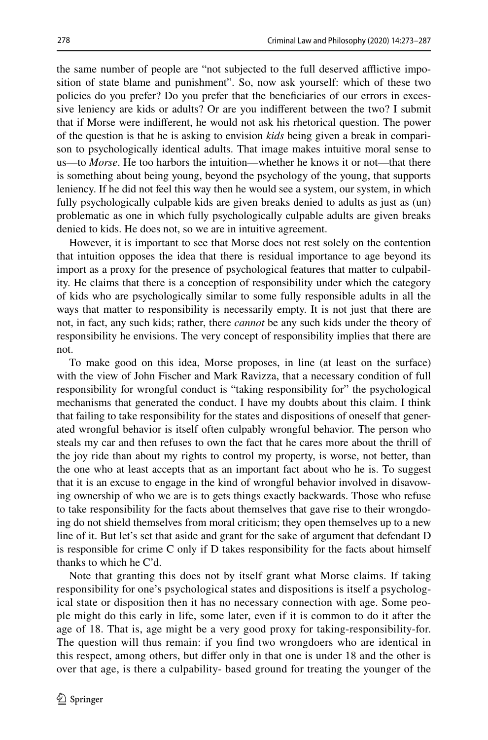the same number of people are "not subjected to the full deserved afflictive imposition of state blame and punishment". So, now ask yourself: which of these two policies do you prefer? Do you prefer that the beneficiaries of our errors in excessive leniency are kids or adults? Or are you indifferent between the two? I submit that if Morse were indifferent, he would not ask his rhetorical question. The power of the question is that he is asking to envision *kids* being given a break in comparison to psychologically identical adults. That image makes intuitive moral sense to us—to *Morse*. He too harbors the intuition—whether he knows it or not—that there is something about being young, beyond the psychology of the young, that supports leniency. If he did not feel this way then he would see a system, our system, in which fully psychologically culpable kids are given breaks denied to adults as just as (un) problematic as one in which fully psychologically culpable adults are given breaks denied to kids. He does not, so we are in intuitive agreement.

However, it is important to see that Morse does not rest solely on the contention that intuition opposes the idea that there is residual importance to age beyond its import as a proxy for the presence of psychological features that matter to culpability. He claims that there is a conception of responsibility under which the category of kids who are psychologically similar to some fully responsible adults in all the ways that matter to responsibility is necessarily empty. It is not just that there are not, in fact, any such kids; rather, there *cannot* be any such kids under the theory of responsibility he envisions. The very concept of responsibility implies that there are not.

To make good on this idea, Morse proposes, in line (at least on the surface) with the view of John Fischer and Mark Ravizza, that a necessary condition of full responsibility for wrongful conduct is "taking responsibility for" the psychological mechanisms that generated the conduct. I have my doubts about this claim. I think that failing to take responsibility for the states and dispositions of oneself that generated wrongful behavior is itself often culpably wrongful behavior. The person who steals my car and then refuses to own the fact that he cares more about the thrill of the joy ride than about my rights to control my property, is worse, not better, than the one who at least accepts that as an important fact about who he is. To suggest that it is an excuse to engage in the kind of wrongful behavior involved in disavowing ownership of who we are is to gets things exactly backwards. Those who refuse to take responsibility for the facts about themselves that gave rise to their wrongdoing do not shield themselves from moral criticism; they open themselves up to a new line of it. But let's set that aside and grant for the sake of argument that defendant D is responsible for crime C only if D takes responsibility for the facts about himself thanks to which he C'd.

Note that granting this does not by itself grant what Morse claims. If taking responsibility for one's psychological states and dispositions is itself a psychological state or disposition then it has no necessary connection with age. Some people might do this early in life, some later, even if it is common to do it after the age of 18. That is, age might be a very good proxy for taking-responsibility-for. The question will thus remain: if you find two wrongdoers who are identical in this respect, among others, but differ only in that one is under 18 and the other is over that age, is there a culpability- based ground for treating the younger of the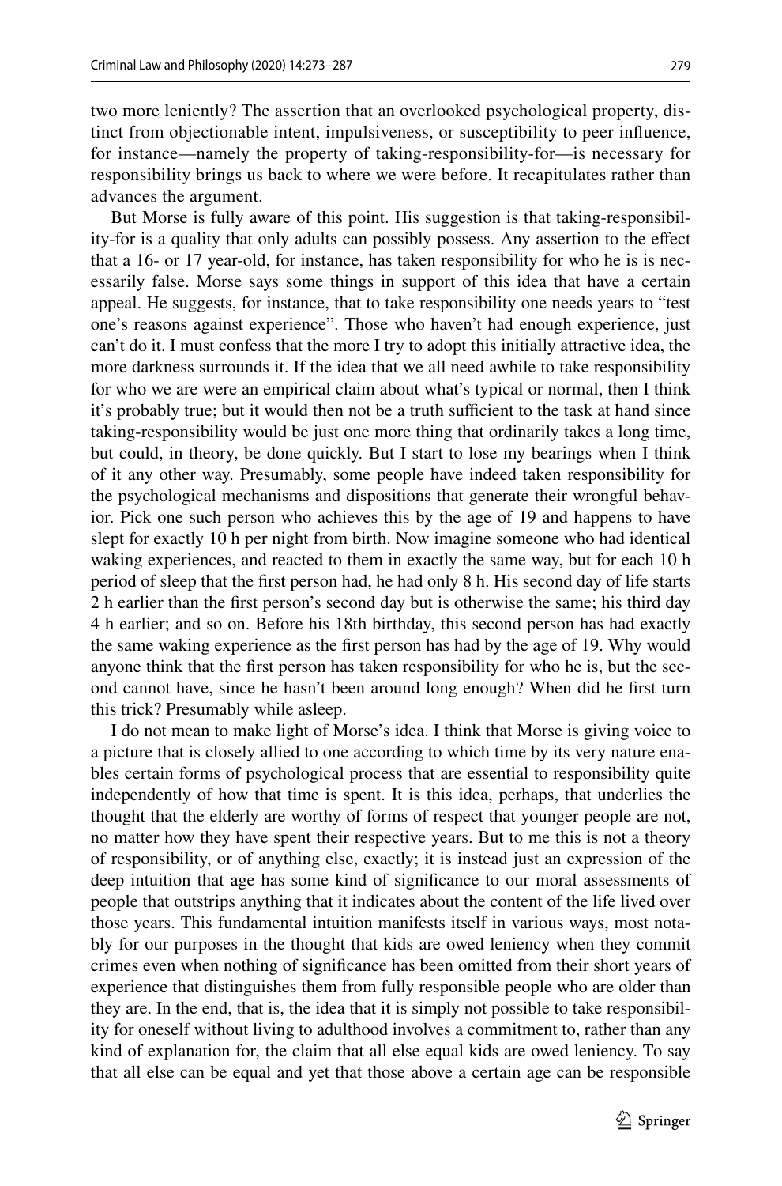two more leniently? The assertion that an overlooked psychological property, distinct from objectionable intent, impulsiveness, or susceptibility to peer influence, for instance—namely the property of taking-responsibility-for—is necessary for responsibility brings us back to where we were before. It recapitulates rather than advances the argument.

But Morse is fully aware of this point. His suggestion is that taking-responsibility-for is a quality that only adults can possibly possess. Any assertion to the effect that a 16- or 17 year-old, for instance, has taken responsibility for who he is is necessarily false. Morse says some things in support of this idea that have a certain appeal. He suggests, for instance, that to take responsibility one needs years to "test one's reasons against experience". Those who haven't had enough experience, just can't do it. I must confess that the more I try to adopt this initially attractive idea, the more darkness surrounds it. If the idea that we all need awhile to take responsibility for who we are were an empirical claim about what's typical or normal, then I think it's probably true; but it would then not be a truth sufficient to the task at hand since taking-responsibility would be just one more thing that ordinarily takes a long time, but could, in theory, be done quickly. But I start to lose my bearings when I think of it any other way. Presumably, some people have indeed taken responsibility for the psychological mechanisms and dispositions that generate their wrongful behavior. Pick one such person who achieves this by the age of 19 and happens to have slept for exactly 10 h per night from birth. Now imagine someone who had identical waking experiences, and reacted to them in exactly the same way, but for each 10 h period of sleep that the first person had, he had only 8 h. His second day of life starts 2 h earlier than the first person's second day but is otherwise the same; his third day 4 h earlier; and so on. Before his 18th birthday, this second person has had exactly the same waking experience as the first person has had by the age of 19. Why would anyone think that the first person has taken responsibility for who he is, but the second cannot have, since he hasn't been around long enough? When did he first turn this trick? Presumably while asleep.

I do not mean to make light of Morse's idea. I think that Morse is giving voice to a picture that is closely allied to one according to which time by its very nature enables certain forms of psychological process that are essential to responsibility quite independently of how that time is spent. It is this idea, perhaps, that underlies the thought that the elderly are worthy of forms of respect that younger people are not, no matter how they have spent their respective years. But to me this is not a theory of responsibility, or of anything else, exactly; it is instead just an expression of the deep intuition that age has some kind of significance to our moral assessments of people that outstrips anything that it indicates about the content of the life lived over those years. This fundamental intuition manifests itself in various ways, most notably for our purposes in the thought that kids are owed leniency when they commit crimes even when nothing of significance has been omitted from their short years of experience that distinguishes them from fully responsible people who are older than they are. In the end, that is, the idea that it is simply not possible to take responsibility for oneself without living to adulthood involves a commitment to, rather than any kind of explanation for, the claim that all else equal kids are owed leniency. To say that all else can be equal and yet that those above a certain age can be responsible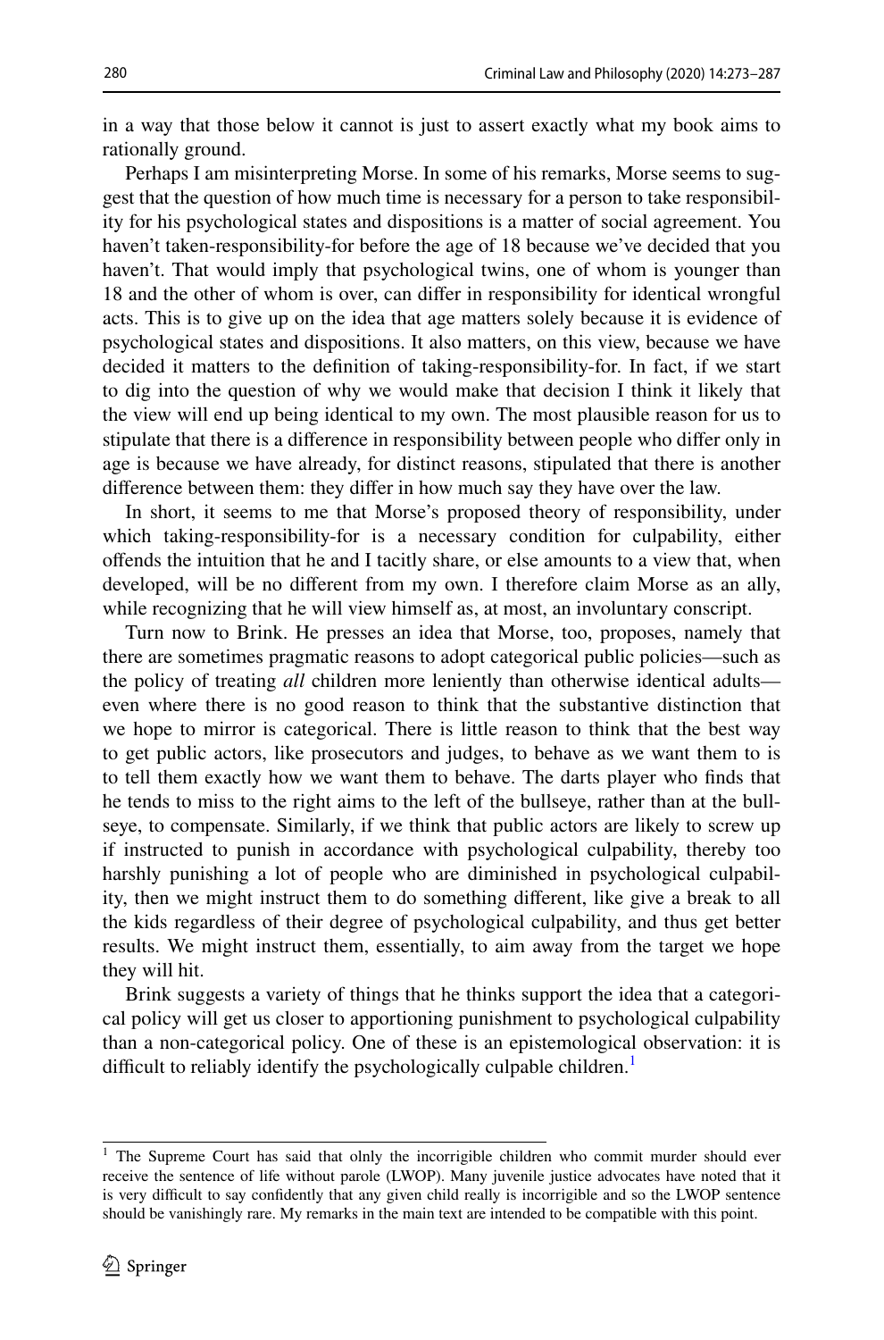in a way that those below it cannot is just to assert exactly what my book aims to rationally ground.

Perhaps I am misinterpreting Morse. In some of his remarks, Morse seems to suggest that the question of how much time is necessary for a person to take responsibility for his psychological states and dispositions is a matter of social agreement. You haven't taken-responsibility-for before the age of 18 because we've decided that you haven't. That would imply that psychological twins, one of whom is younger than 18 and the other of whom is over, can differ in responsibility for identical wrongful acts. This is to give up on the idea that age matters solely because it is evidence of psychological states and dispositions. It also matters, on this view, because we have decided it matters to the definition of taking-responsibility-for. In fact, if we start to dig into the question of why we would make that decision I think it likely that the view will end up being identical to my own. The most plausible reason for us to stipulate that there is a difference in responsibility between people who differ only in age is because we have already, for distinct reasons, stipulated that there is another difference between them: they differ in how much say they have over the law.

In short, it seems to me that Morse's proposed theory of responsibility, under which taking-responsibility-for is a necessary condition for culpability, either offends the intuition that he and I tacitly share, or else amounts to a view that, when developed, will be no different from my own. I therefore claim Morse as an ally, while recognizing that he will view himself as, at most, an involuntary conscript.

Turn now to Brink. He presses an idea that Morse, too, proposes, namely that there are sometimes pragmatic reasons to adopt categorical public policies—such as the policy of treating *all* children more leniently than otherwise identical adults—even where there is no good reason to think that the substantive distinction that we hope to mirror is categorical. There is little reason to think that the best way to get public actors, like prosecutors and judges, to behave as we want them to is to tell them exactly how we want them to behave. The darts player who finds that he tends to miss to the right aims to the left of the bullseye, rather than at the bullseye, to compensate. Similarly, if we think that public actors are likely to screw up if instructed to punish in accordance with psychological culpability, thereby too harshly punishing a lot of people who are diminished in psychological culpability, then we might instruct them to do something different, like give a break to all the kids regardless of their degree of psychological culpability, and thus get better results. We might instruct them, essentially, to aim away from the target we hope they will hit.

Brink suggests a variety of things that he thinks support the idea that a categorical policy will get us closer to apportioning punishment to psychological culpability than a non-categorical policy. One of these is an epistemological observation: it is difficult to reliably identify the psychologically culpable children.[1]

---

[1] The Supreme Court has said that olnly the incorrigible children who commit murder should ever receive the sentence of life without parole (LWOP). Many juvenile justice advocates have noted that it is very difficult to say confidently that any given child really is incorrigible and so the LWOP sentence should be vanishingly rare. My remarks in the main text are intended to be compatible with this point.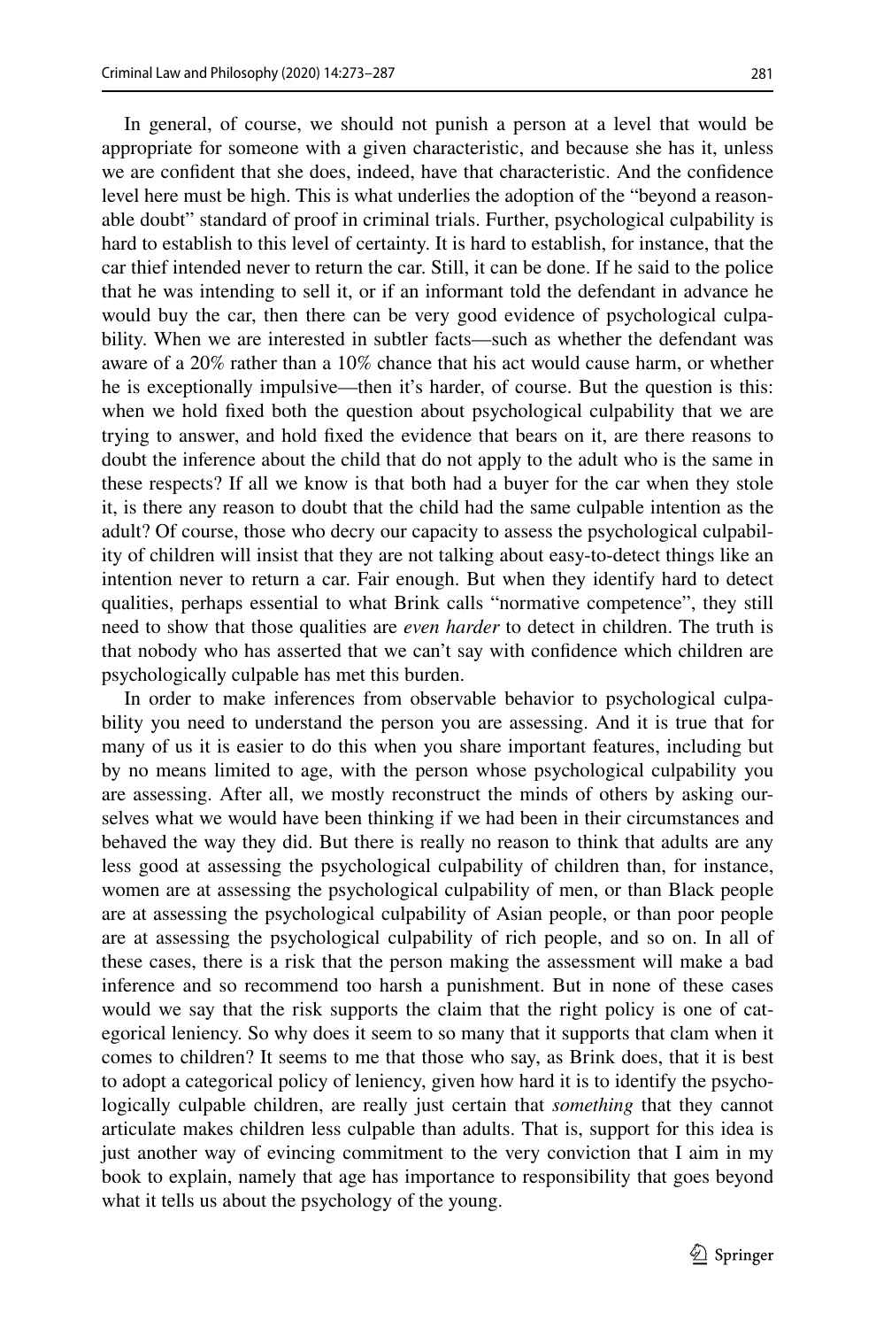In general, of course, we should not punish a person at a level that would be appropriate for someone with a given characteristic, and because she has it, unless we are confident that she does, indeed, have that characteristic. And the confidence level here must be high. This is what underlies the adoption of the "beyond a reasonable doubt" standard of proof in criminal trials. Further, psychological culpability is hard to establish to this level of certainty. It is hard to establish, for instance, that the car thief intended never to return the car. Still, it can be done. If he said to the police that he was intending to sell it, or if an informant told the defendant in advance he would buy the car, then there can be very good evidence of psychological culpability. When we are interested in subtler facts—such as whether the defendant was aware of a 20% rather than a 10% chance that his act would cause harm, or whether he is exceptionally impulsive—then it's harder, of course. But the question is this: when we hold fixed both the question about psychological culpability that we are trying to answer, and hold fixed the evidence that bears on it, are there reasons to doubt the inference about the child that do not apply to the adult who is the same in these respects? If all we know is that both had a buyer for the car when they stole it, is there any reason to doubt that the child had the same culpable intention as the adult? Of course, those who decry our capacity to assess the psychological culpability of children will insist that they are not talking about easy-to-detect things like an intention never to return a car. Fair enough. But when they identify hard to detect qualities, perhaps essential to what Brink calls "normative competence", they still need to show that those qualities are *even harder* to detect in children. The truth is that nobody who has asserted that we can't say with confidence which children are psychologically culpable has met this burden.

In order to make inferences from observable behavior to psychological culpability you need to understand the person you are assessing. And it is true that for many of us it is easier to do this when you share important features, including but by no means limited to age, with the person whose psychological culpability you are assessing. After all, we mostly reconstruct the minds of others by asking ourselves what we would have been thinking if we had been in their circumstances and behaved the way they did. But there is really no reason to think that adults are any less good at assessing the psychological culpability of children than, for instance, women are at assessing the psychological culpability of men, or than Black people are at assessing the psychological culpability of Asian people, or than poor people are at assessing the psychological culpability of rich people, and so on. In all of these cases, there is a risk that the person making the assessment will make a bad inference and so recommend too harsh a punishment. But in none of these cases would we say that the risk supports the claim that the right policy is one of categorical leniency. So why does it seem to so many that it supports that clam when it comes to children? It seems to me that those who say, as Brink does, that it is best to adopt a categorical policy of leniency, given how hard it is to identify the psychologically culpable children, are really just certain that *something* that they cannot articulate makes children less culpable than adults. That is, support for this idea is just another way of evincing commitment to the very conviction that I aim in my book to explain, namely that age has importance to responsibility that goes beyond what it tells us about the psychology of the young.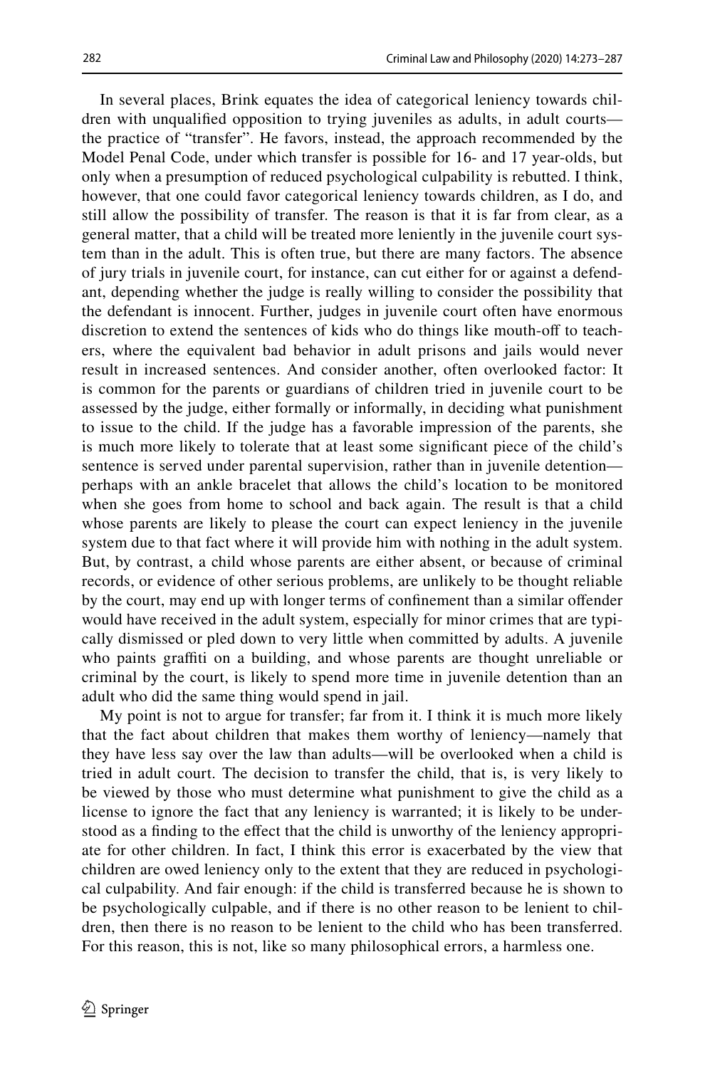In several places, Brink equates the idea of categorical leniency towards children with unqualified opposition to trying juveniles as adults, in adult courts—the practice of "transfer". He favors, instead, the approach recommended by the Model Penal Code, under which transfer is possible for 16- and 17 year-olds, but only when a presumption of reduced psychological culpability is rebutted. I think, however, that one could favor categorical leniency towards children, as I do, and still allow the possibility of transfer. The reason is that it is far from clear, as a general matter, that a child will be treated more leniently in the juvenile court system than in the adult. This is often true, but there are many factors. The absence of jury trials in juvenile court, for instance, can cut either for or against a defendant, depending whether the judge is really willing to consider the possibility that the defendant is innocent. Further, judges in juvenile court often have enormous discretion to extend the sentences of kids who do things like mouth-off to teachers, where the equivalent bad behavior in adult prisons and jails would never result in increased sentences. And consider another, often overlooked factor: It is common for the parents or guardians of children tried in juvenile court to be assessed by the judge, either formally or informally, in deciding what punishment to issue to the child. If the judge has a favorable impression of the parents, she is much more likely to tolerate that at least some significant piece of the child's sentence is served under parental supervision, rather than in juvenile detention—perhaps with an ankle bracelet that allows the child's location to be monitored when she goes from home to school and back again. The result is that a child whose parents are likely to please the court can expect leniency in the juvenile system due to that fact where it will provide him with nothing in the adult system. But, by contrast, a child whose parents are either absent, or because of criminal records, or evidence of other serious problems, are unlikely to be thought reliable by the court, may end up with longer terms of confinement than a similar offender would have received in the adult system, especially for minor crimes that are typically dismissed or pled down to very little when committed by adults. A juvenile who paints graffiti on a building, and whose parents are thought unreliable or criminal by the court, is likely to spend more time in juvenile detention than an adult who did the same thing would spend in jail.

My point is not to argue for transfer; far from it. I think it is much more likely that the fact about children that makes them worthy of leniency—namely that they have less say over the law than adults—will be overlooked when a child is tried in adult court. The decision to transfer the child, that is, is very likely to be viewed by those who must determine what punishment to give the child as a license to ignore the fact that any leniency is warranted; it is likely to be understood as a finding to the effect that the child is unworthy of the leniency appropriate for other children. In fact, I think this error is exacerbated by the view that children are owed leniency only to the extent that they are reduced in psychological culpability. And fair enough: if the child is transferred because he is shown to be psychologically culpable, and if there is no other reason to be lenient to children, then there is no reason to be lenient to the child who has been transferred. For this reason, this is not, like so many philosophical errors, a harmless one.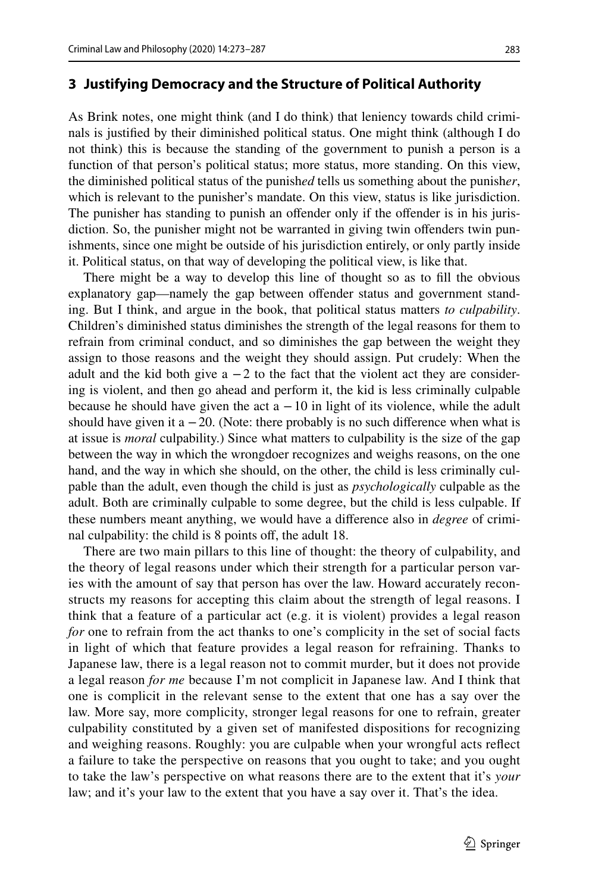## 3 Justifying Democracy and the Structure of Political Authority

As Brink notes, one might think (and I do think) that leniency towards child criminals is justified by their diminished political status. One might think (although I do not think) this is because the standing of the government to punish a person is a function of that person's political status; more status, more standing. On this view, the diminished political status of the punish*ed* tells us something about the punish*er*, which is relevant to the punisher's mandate. On this view, status is like jurisdiction. The punisher has standing to punish an offender only if the offender is in his jurisdiction. So, the punisher might not be warranted in giving twin offenders twin punishments, since one might be outside of his jurisdiction entirely, or only partly inside it. Political status, on that way of developing the political view, is like that.

There might be a way to develop this line of thought so as to fill the obvious explanatory gap—namely the gap between offender status and government standing. But I think, and argue in the book, that political status matters *to culpability*. Children's diminished status diminishes the strength of the legal reasons for them to refrain from criminal conduct, and so diminishes the gap between the weight they assign to those reasons and the weight they should assign. Put crudely: When the adult and the kid both give a $-2$ to the fact that the violent act they are considering is violent, and then go ahead and perform it, the kid is less criminally culpable because he should have given the act a $-10$ in light of its violence, while the adult should have given it a $-20$. (Note: there probably is no such difference when what is at issue is *moral* culpability.) Since what matters to culpability is the size of the gap between the way in which the wrongdoer recognizes and weighs reasons, on the one hand, and the way in which she should, on the other, the child is less criminally culpable than the adult, even though the child is just as *psychologically* culpable as the adult. Both are criminally culpable to some degree, but the child is less culpable. If these numbers meant anything, we would have a difference also in *degree* of criminal culpability: the child is 8 points off, the adult 18.

There are two main pillars to this line of thought: the theory of culpability, and the theory of legal reasons under which their strength for a particular person varies with the amount of say that person has over the law. Howard accurately reconstructs my reasons for accepting this claim about the strength of legal reasons. I think that a feature of a particular act (e.g. it is violent) provides a legal reason *for* one to refrain from the act thanks to one's complicity in the set of social facts in light of which that feature provides a legal reason for refraining. Thanks to Japanese law, there is a legal reason not to commit murder, but it does not provide a legal reason *for me* because I'm not complicit in Japanese law. And I think that one is complicit in the relevant sense to the extent that one has a say over the law. More say, more complicity, stronger legal reasons for one to refrain, greater culpability constituted by a given set of manifested dispositions for recognizing and weighing reasons. Roughly: you are culpable when your wrongful acts reflect a failure to take the perspective on reasons that you ought to take; and you ought to take the law's perspective on what reasons there are to the extent that it's *your* law; and it's your law to the extent that you have a say over it. That's the idea.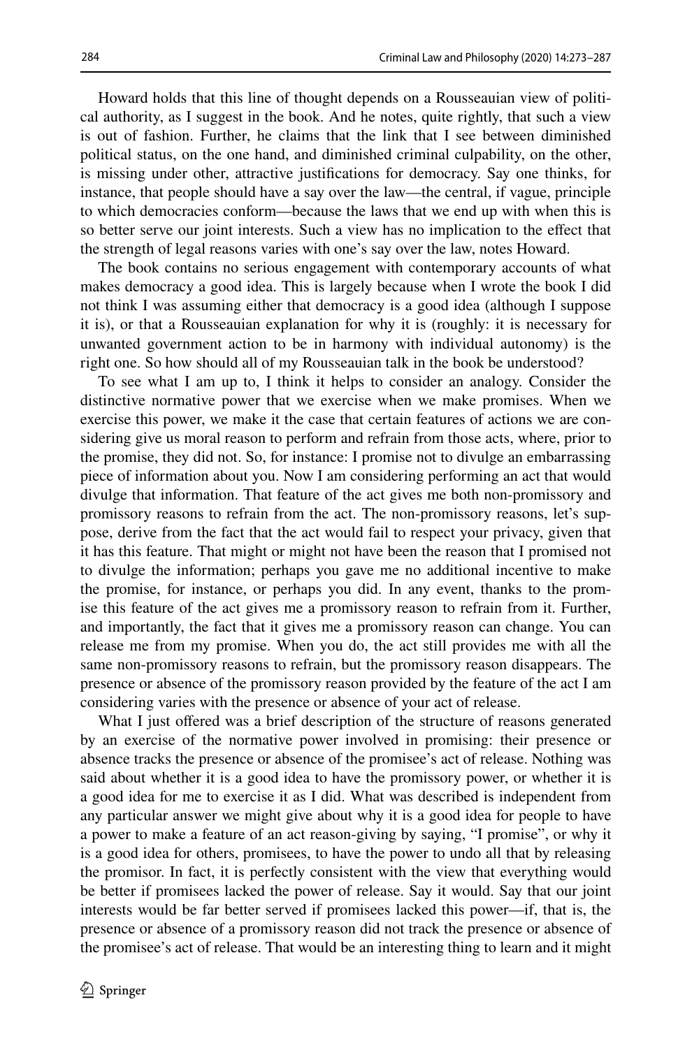Howard holds that this line of thought depends on a Rousseauian view of political authority, as I suggest in the book. And he notes, quite rightly, that such a view is out of fashion. Further, he claims that the link that I see between diminished political status, on the one hand, and diminished criminal culpability, on the other, is missing under other, attractive justifications for democracy. Say one thinks, for instance, that people should have a say over the law—the central, if vague, principle to which democracies conform—because the laws that we end up with when this is so better serve our joint interests. Such a view has no implication to the effect that the strength of legal reasons varies with one's say over the law, notes Howard.

The book contains no serious engagement with contemporary accounts of what makes democracy a good idea. This is largely because when I wrote the book I did not think I was assuming either that democracy is a good idea (although I suppose it is), or that a Rousseauian explanation for why it is (roughly: it is necessary for unwanted government action to be in harmony with individual autonomy) is the right one. So how should all of my Rousseauian talk in the book be understood?

To see what I am up to, I think it helps to consider an analogy. Consider the distinctive normative power that we exercise when we make promises. When we exercise this power, we make it the case that certain features of actions we are considering give us moral reason to perform and refrain from those acts, where, prior to the promise, they did not. So, for instance: I promise not to divulge an embarrassing piece of information about you. Now I am considering performing an act that would divulge that information. That feature of the act gives me both non-promissory and promissory reasons to refrain from the act. The non-promissory reasons, let's suppose, derive from the fact that the act would fail to respect your privacy, given that it has this feature. That might or might not have been the reason that I promised not to divulge the information; perhaps you gave me no additional incentive to make the promise, for instance, or perhaps you did. In any event, thanks to the promise this feature of the act gives me a promissory reason to refrain from it. Further, and importantly, the fact that it gives me a promissory reason can change. You can release me from my promise. When you do, the act still provides me with all the same non-promissory reasons to refrain, but the promissory reason disappears. The presence or absence of the promissory reason provided by the feature of the act I am considering varies with the presence or absence of your act of release.

What I just offered was a brief description of the structure of reasons generated by an exercise of the normative power involved in promising: their presence or absence tracks the presence or absence of the promisee's act of release. Nothing was said about whether it is a good idea to have the promissory power, or whether it is a good idea for me to exercise it as I did. What was described is independent from any particular answer we might give about why it is a good idea for people to have a power to make a feature of an act reason-giving by saying, "I promise", or why it is a good idea for others, promisees, to have the power to undo all that by releasing the promisor. In fact, it is perfectly consistent with the view that everything would be better if promisees lacked the power of release. Say it would. Say that our joint interests would be far better served if promisees lacked this power—if, that is, the presence or absence of a promissory reason did not track the presence or absence of the promisee's act of release. That would be an interesting thing to learn and it might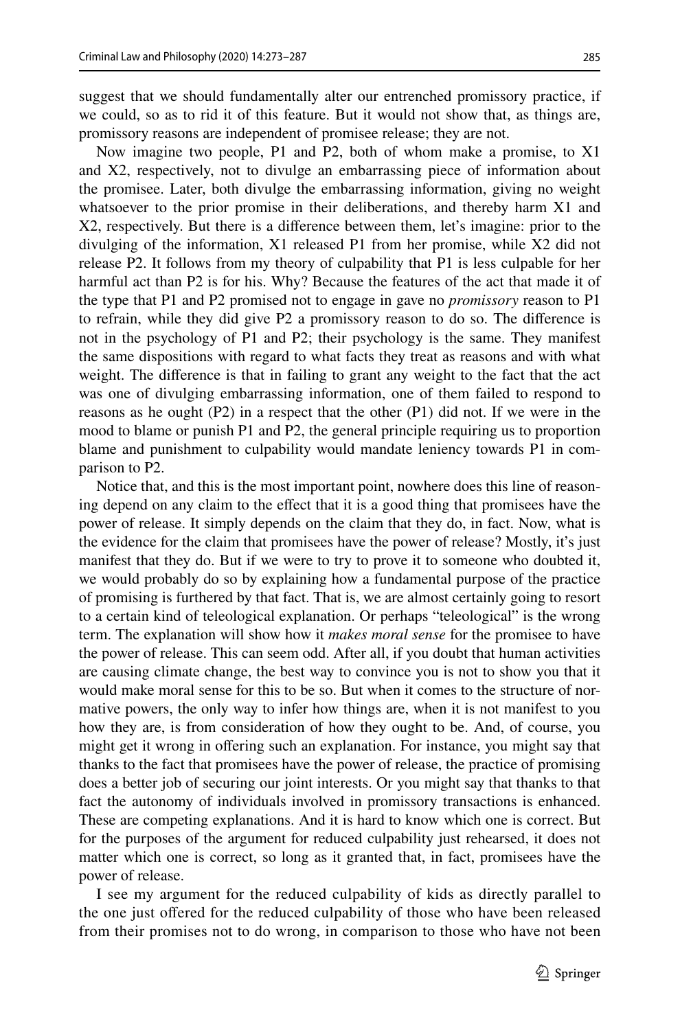suggest that we should fundamentally alter our entrenched promissory practice, if we could, so as to rid it of this feature. But it would not show that, as things are, promissory reasons are independent of promisee release; they are not.

Now imagine two people, P1 and P2, both of whom make a promise, to X1 and X2, respectively, not to divulge an embarrassing piece of information about the promisee. Later, both divulge the embarrassing information, giving no weight whatsoever to the prior promise in their deliberations, and thereby harm X1 and X2, respectively. But there is a difference between them, let's imagine: prior to the divulging of the information, X1 released P1 from her promise, while X2 did not release P2. It follows from my theory of culpability that P1 is less culpable for her harmful act than P2 is for his. Why? Because the features of the act that made it of the type that P1 and P2 promised not to engage in gave no *promissory* reason to P1 to refrain, while they did give P2 a promissory reason to do so. The difference is not in the psychology of P1 and P2; their psychology is the same. They manifest the same dispositions with regard to what facts they treat as reasons and with what weight. The difference is that in failing to grant any weight to the fact that the act was one of divulging embarrassing information, one of them failed to respond to reasons as he ought (P2) in a respect that the other (P1) did not. If we were in the mood to blame or punish P1 and P2, the general principle requiring us to proportion blame and punishment to culpability would mandate leniency towards P1 in comparison to P2.

Notice that, and this is the most important point, nowhere does this line of reasoning depend on any claim to the effect that it is a good thing that promisees have the power of release. It simply depends on the claim that they do, in fact. Now, what is the evidence for the claim that promisees have the power of release? Mostly, it's just manifest that they do. But if we were to try to prove it to someone who doubted it, we would probably do so by explaining how a fundamental purpose of the practice of promising is furthered by that fact. That is, we are almost certainly going to resort to a certain kind of teleological explanation. Or perhaps "teleological" is the wrong term. The explanation will show how it *makes moral sense* for the promisee to have the power of release. This can seem odd. After all, if you doubt that human activities are causing climate change, the best way to convince you is not to show you that it would make moral sense for this to be so. But when it comes to the structure of normative powers, the only way to infer how things are, when it is not manifest to you how they are, is from consideration of how they ought to be. And, of course, you might get it wrong in offering such an explanation. For instance, you might say that thanks to the fact that promisees have the power of release, the practice of promising does a better job of securing our joint interests. Or you might say that thanks to that fact the autonomy of individuals involved in promissory transactions is enhanced. These are competing explanations. And it is hard to know which one is correct. But for the purposes of the argument for reduced culpability just rehearsed, it does not matter which one is correct, so long as it granted that, in fact, promisees have the power of release.

I see my argument for the reduced culpability of kids as directly parallel to the one just offered for the reduced culpability of those who have been released from their promises not to do wrong, in comparison to those who have not been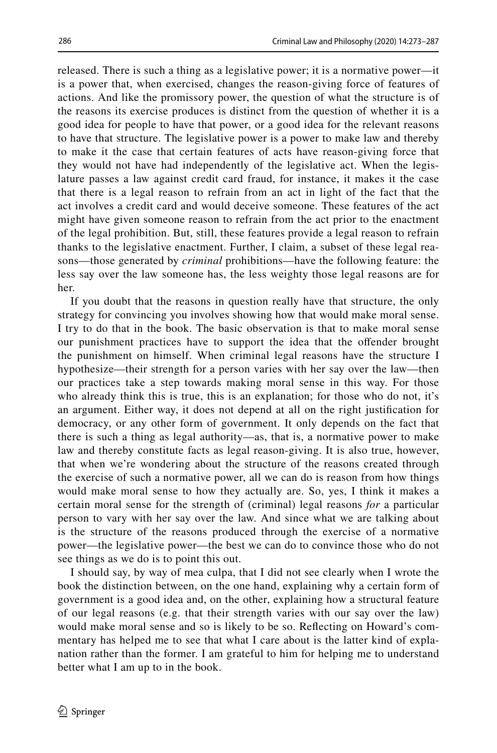released. There is such a thing as a legislative power; it is a normative power—it is a power that, when exercised, changes the reason-giving force of features of actions. And like the promissory power, the question of what the structure is of the reasons its exercise produces is distinct from the question of whether it is a good idea for people to have that power, or a good idea for the relevant reasons to have that structure. The legislative power is a power to make law and thereby to make it the case that certain features of acts have reason-giving force that they would not have had independently of the legislative act. When the legislature passes a law against credit card fraud, for instance, it makes it the case that there is a legal reason to refrain from an act in light of the fact that the act involves a credit card and would deceive someone. These features of the act might have given someone reason to refrain from the act prior to the enactment of the legal prohibition. But, still, these features provide a legal reason to refrain thanks to the legislative enactment. Further, I claim, a subset of these legal reasons—those generated by *criminal* prohibitions—have the following feature: the less say over the law someone has, the less weighty those legal reasons are for her.

If you doubt that the reasons in question really have that structure, the only strategy for convincing you involves showing how that would make moral sense. I try to do that in the book. The basic observation is that to make moral sense our punishment practices have to support the idea that the offender brought the punishment on himself. When criminal legal reasons have the structure I hypothesize—their strength for a person varies with her say over the law—then our practices take a step towards making moral sense in this way. For those who already think this is true, this is an explanation; for those who do not, it's an argument. Either way, it does not depend at all on the right justification for democracy, or any other form of government. It only depends on the fact that there is such a thing as legal authority—as, that is, a normative power to make law and thereby constitute facts as legal reason-giving. It is also true, however, that when we're wondering about the structure of the reasons created through the exercise of such a normative power, all we can do is reason from how things would make moral sense to how they actually are. So, yes, I think it makes a certain moral sense for the strength of (criminal) legal reasons *for* a particular person to vary with her say over the law. And since what we are talking about is the structure of the reasons produced through the exercise of a normative power—the legislative power—the best we can do to convince those who do not see things as we do is to point this out.

I should say, by way of mea culpa, that I did not see clearly when I wrote the book the distinction between, on the one hand, explaining why a certain form of government is a good idea and, on the other, explaining how a structural feature of our legal reasons (e.g. that their strength varies with our say over the law) would make moral sense and so is likely to be so. Reflecting on Howard's commentary has helped me to see that what I care about is the latter kind of explanation rather than the former. I am grateful to him for helping me to understand better what I am up to in the book.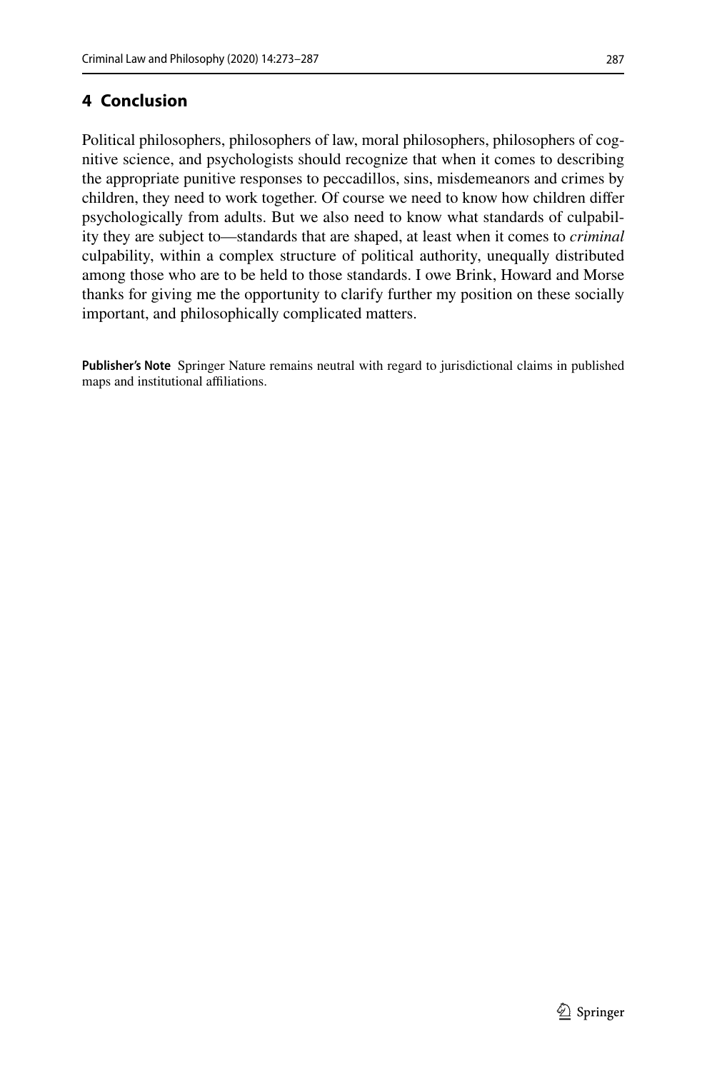## 4 Conclusion

Political philosophers, philosophers of law, moral philosophers, philosophers of cognitive science, and psychologists should recognize that when it comes to describing the appropriate punitive responses to peccadillos, sins, misdemeanors and crimes by children, they need to work together. Of course we need to know how children differ psychologically from adults. But we also need to know what standards of culpability they are subject to—standards that are shaped, at least when it comes to *criminal* culpability, within a complex structure of political authority, unequally distributed among those who are to be held to those standards. I owe Brink, Howard and Morse thanks for giving me the opportunity to clarify further my position on these socially important, and philosophically complicated matters.

**Publisher's Note** Springer Nature remains neutral with regard to jurisdictional claims in published maps and institutional affiliations.